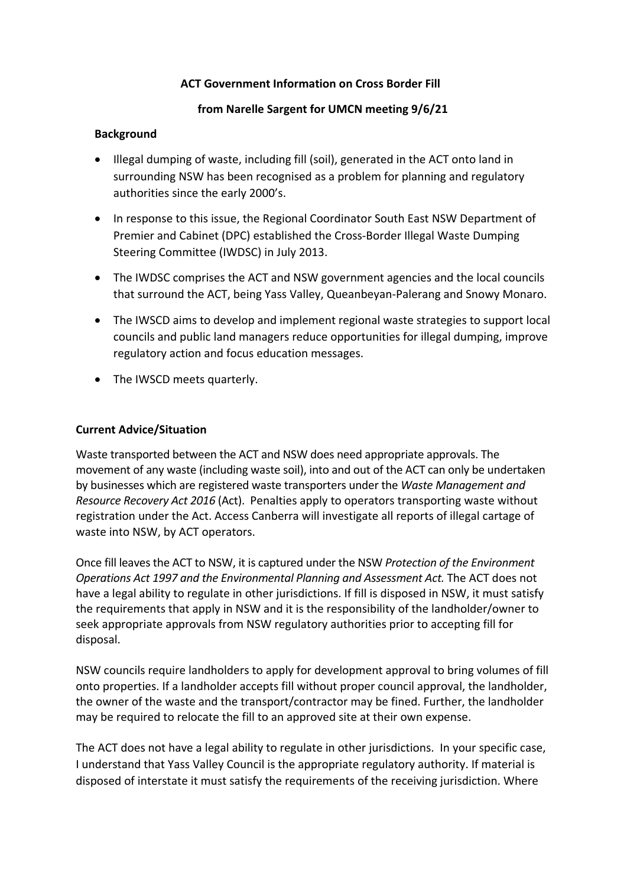**ACT Government Information on Cross Border Fill**

**from Narelle Sargent for UMCN meeting 9/6/21**

**Background**

- Illegal dumping of waste, including fill (soil), generated in the ACT onto land in surrounding NSW has been recognised as a problem for planning and regulatory authorities since the early 2000's.
- In response to this issue, the Regional Coordinator South East NSW Department of Premier and Cabinet (DPC) established the Cross-Border Illegal Waste Dumping Steering Committee (IWDSC) in July 2013.
- The IWDSC comprises the ACT and NSW government agencies and the local councils that surround the ACT, being Yass Valley, Queanbeyan-Palerang and Snowy Monaro.
- The IWSCD aims to develop and implement regional waste strategies to support local councils and public land managers reduce opportunities for illegal dumping, improve regulatory action and focus education messages.
- The IWSCD meets quarterly.

**Current Advice/Situation**

Waste transported between the ACT and NSW does need appropriate approvals. The movement of any waste (including waste soil), into and out of the ACT can only be undertaken by businesses which are registered waste transporters under the *Waste Management and Resource Recovery Act 2016* (Act). Penalties apply to operators transporting waste without registration under the Act. Access Canberra will investigate all reports of illegal cartage of waste into NSW, by ACT operators.

Once fill leaves the ACT to NSW, it is captured under the NSW *Protection of the Environment Operations Act 1997 and the Environmental Planning and Assessment Act.* The ACT does not have a legal ability to regulate in other jurisdictions. If fill is disposed in NSW, it must satisfy the requirements that apply in NSW and it is the responsibility of the landholder/owner to seek appropriate approvals from NSW regulatory authorities prior to accepting fill for disposal.

NSW councils require landholders to apply for development approval to bring volumes of fill onto properties. If a landholder accepts fill without proper council approval, the landholder, the owner of the waste and the transport/contractor may be fined. Further, the landholder may be required to relocate the fill to an approved site at their own expense.

The ACT does not have a legal ability to regulate in other jurisdictions. In your specific case, I understand that Yass Valley Council is the appropriate regulatory authority. If material is disposed of interstate it must satisfy the requirements of the receiving jurisdiction. Where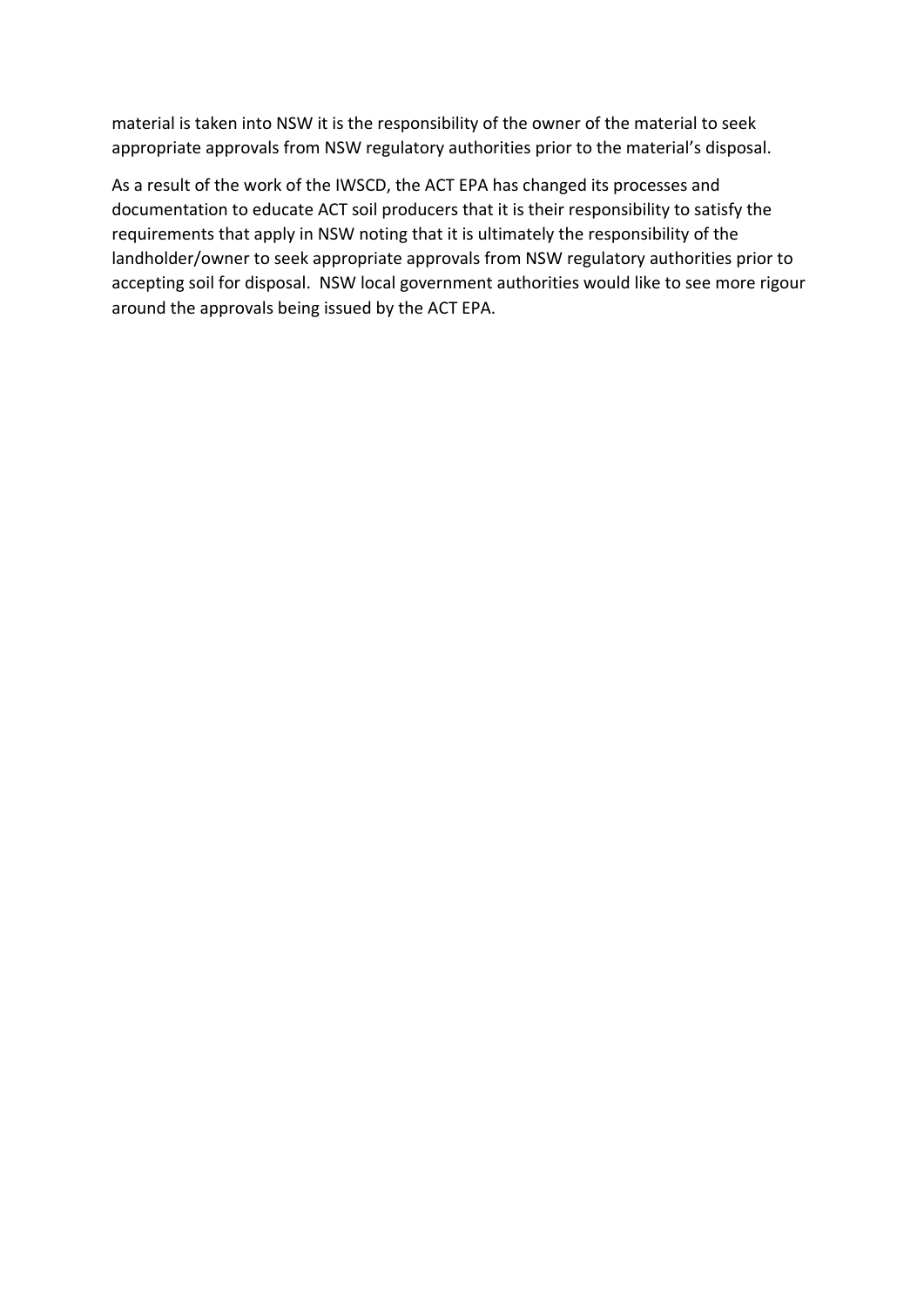material is taken into NSW it is the responsibility of the owner of the material to seek appropriate approvals from NSW regulatory authorities prior to the material's disposal.

As a result of the work of the IWSCD, the ACT EPA has changed its processes and documentation to educate ACT soil producers that it is their responsibility to satisfy the requirements that apply in NSW noting that it is ultimately the responsibility of the landholder/owner to seek appropriate approvals from NSW regulatory authorities prior to accepting soil for disposal. NSW local government authorities would like to see more rigour around the approvals being issued by the ACT EPA.